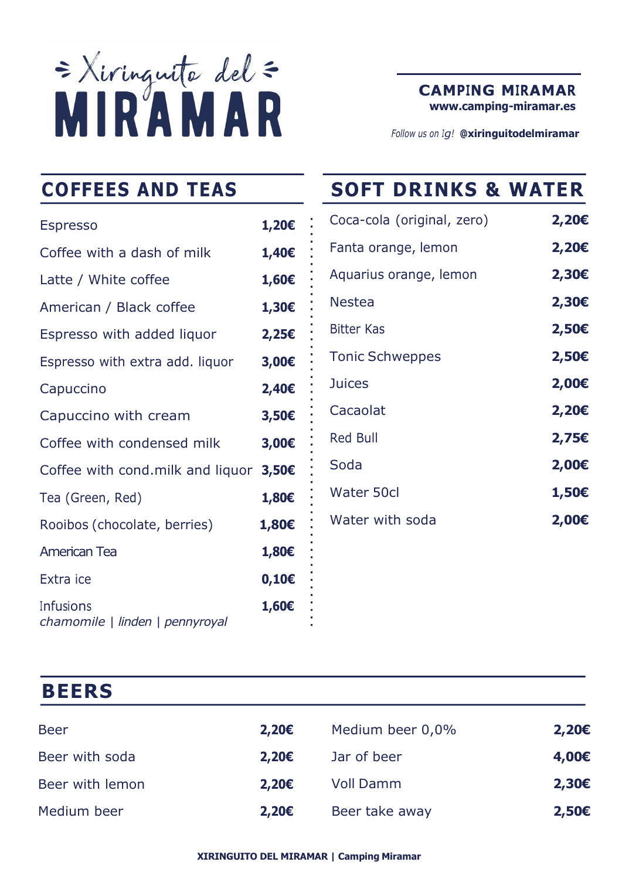# Xiringuito del MIRAMAR

**CAMPING MIRAMAR**
**www.camping-miramar.es**

*Follow us on Ig!* **@xiringuitodelmiramar**

## COFFEES AND TEAS

| Item | Price |
|---|---|
| Espresso | **1,20€** |
| Coffee with a dash of milk | **1,40€** |
| Latte / White coffee | **1,60€** |
| American / Black coffee | **1,30€** |
| Espresso with added liquor | **2,25€** |
| Espresso with extra add. liquor | **3,00€** |
| Capuccino | **2,40€** |
| Capuccino with cream | **3,50€** |
| Coffee with condensed milk | **3,00€** |
| Coffee with cond.milk and liquor | **3,50€** |
| Tea (Green, Red) | **1,80€** |
| Rooibos (chocolate, berries) | **1,80€** |
| American Tea | **1,80€** |
| Extra ice | **0,10€** |
| Infusions *chamomile \| linden \| pennyroyal* | **1,60€** |

## SOFT DRINKS & WATER

| Item | Price |
|---|---|
| Coca-cola (original, zero) | **2,20€** |
| Fanta orange, lemon | **2,20€** |
| Aquarius orange, lemon | **2,30€** |
| Nestea | **2,30€** |
| Bitter Kas | **2,50€** |
| Tonic Schweppes | **2,50€** |
| Juices | **2,00€** |
| Cacaolat | **2,20€** |
| Red Bull | **2,75€** |
| Soda | **2,00€** |
| Water 50cl | **1,50€** |
| Water with soda | **2,00€** |

## BEERS

| Item | Price | Item | Price |
|---|---|---|---|
| Beer | **2,20€** | Medium beer 0,0% | **2,20€** |
| Beer with soda | **2,20€** | Jar of beer | **4,00€** |
| Beer with lemon | **2,20€** | Voll Damm | **2,30€** |
| Medium beer | **2,20€** | Beer take away | **2,50€** |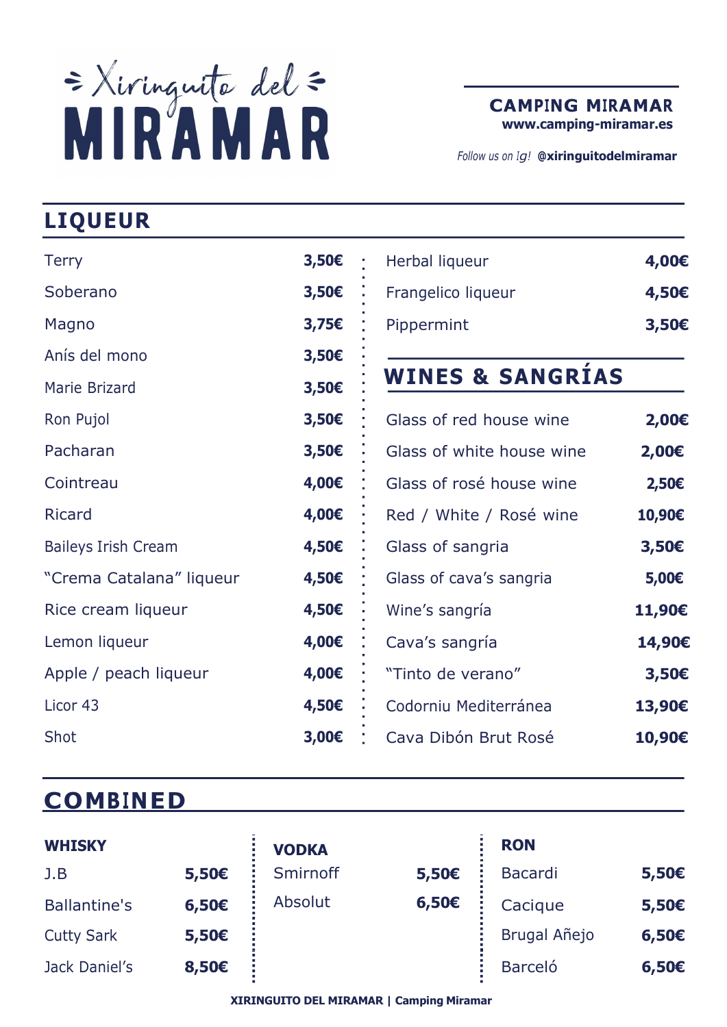# Xiringuito del MIRAMAR

**CAMPING MIRAMAR**
**www.camping-miramar.es**

*Follow us on Ig!* **@xiringuitodelmiramar**

## LIQUEUR

| Item | Price |
|---|---|
| Terry | **3,50€** |
| Soberano | **3,50€** |
| Magno | **3,75€** |
| Anís del mono | **3,50€** |
| Marie Brizard | **3,50€** |
| Ron Pujol | **3,50€** |
| Pacharan | **3,50€** |
| Cointreau | **4,00€** |
| Ricard | **4,00€** |
| Baileys Irish Cream | **4,50€** |
| "Crema Catalana" liqueur | **4,50€** |
| Rice cream liqueur | **4,50€** |
| Lemon liqueur | **4,00€** |
| Apple / peach liqueur | **4,00€** |
| Licor 43 | **4,50€** |
| Shot | **3,00€** |
| Herbal liqueur | **4,00€** |
| Frangelico liqueur | **4,50€** |
| Pippermint | **3,50€** |

## WINES & SANGRÍAS

| Item | Price |
|---|---|
| Glass of red house wine | **2,00€** |
| Glass of white house wine | **2,00€** |
| Glass of rosé house wine | **2,50€** |
| Red / White / Rosé wine | **10,90€** |
| Glass of sangria | **3,50€** |
| Glass of cava's sangria | **5,00€** |
| Wine's sangría | **11,90€** |
| Cava's sangría | **14,90€** |
| "Tinto de verano" | **3,50€** |
| Codorniu Mediterránea | **13,90€** |
| Cava Dibón Brut Rosé | **10,90€** |

## COMBINED

### WHISKY

| Item | Price |
|---|---|
| J.B | **5,50€** |
| Ballantine's | **6,50€** |
| Cutty Sark | **5,50€** |
| Jack Daniel's | **8,50€** |

### VODKA

| Item | Price |
|---|---|
| Smirnoff | **5,50€** |
| Absolut | **6,50€** |

### RON

| Item | Price |
|---|---|
| Bacardi | **5,50€** |
| Cacique | **5,50€** |
| Brugal Añejo | **6,50€** |
| Barceló | **6,50€** |

**XIRINGUITO DEL MIRAMAR | Camping Miramar**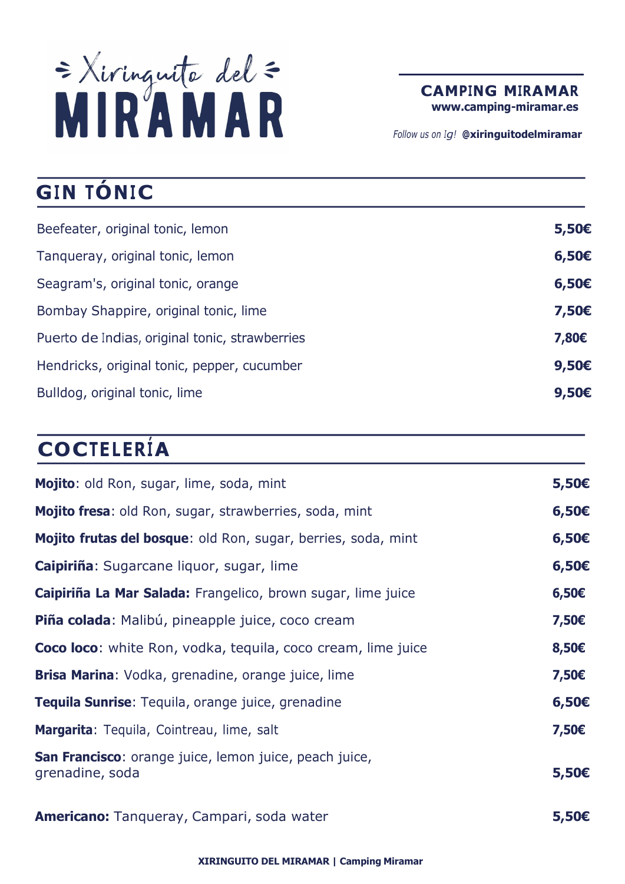# Xiringuito del MIRAMAR

**CAMPING MIRAMAR**
**www.camping-miramar.es**

*Follow us on Ig!* **@xiringuitodelmiramar**

## GIN TÓNIC

| | |
|---|---|
| Beefeater, original tonic, lemon | **5,50€** |
| Tanqueray, original tonic, lemon | **6,50€** |
| Seagram's, original tonic, orange | **6,50€** |
| Bombay Shappire, original tonic, lime | **7,50€** |
| Puerto de Indias, original tonic, strawberries | **7,80€** |
| Hendricks, original tonic, pepper, cucumber | **9,50€** |
| Bulldog, original tonic, lime | **9,50€** |

## COCTELERÍA

| | |
|---|---|
| **Mojito**: old Ron, sugar, lime, soda, mint | **5,50€** |
| **Mojito fresa**: old Ron, sugar, strawberries, soda, mint | **6,50€** |
| **Mojito frutas del bosque**: old Ron, sugar, berries, soda, mint | **6,50€** |
| **Caipiriña**: Sugarcane liquor, sugar, lime | **6,50€** |
| **Caipiriña La Mar Salada:** Frangelico, brown sugar, lime juice | **6,50€** |
| **Piña colada**: Malibú, pineapple juice, coco cream | **7,50€** |
| **Coco loco**: white Ron, vodka, tequila, coco cream, lime juice | **8,50€** |
| **Brisa Marina**: Vodka, grenadine, orange juice, lime | **7,50€** |
| **Tequila Sunrise**: Tequila, orange juice, grenadine | **6,50€** |
| **Margarita**: Tequila, Cointreau, lime, salt | **7,50€** |
| **San Francisco**: orange juice, lemon juice, peach juice, grenadine, soda | **5,50€** |
| **Americano:** Tanqueray, Campari, soda water | **5,50€** |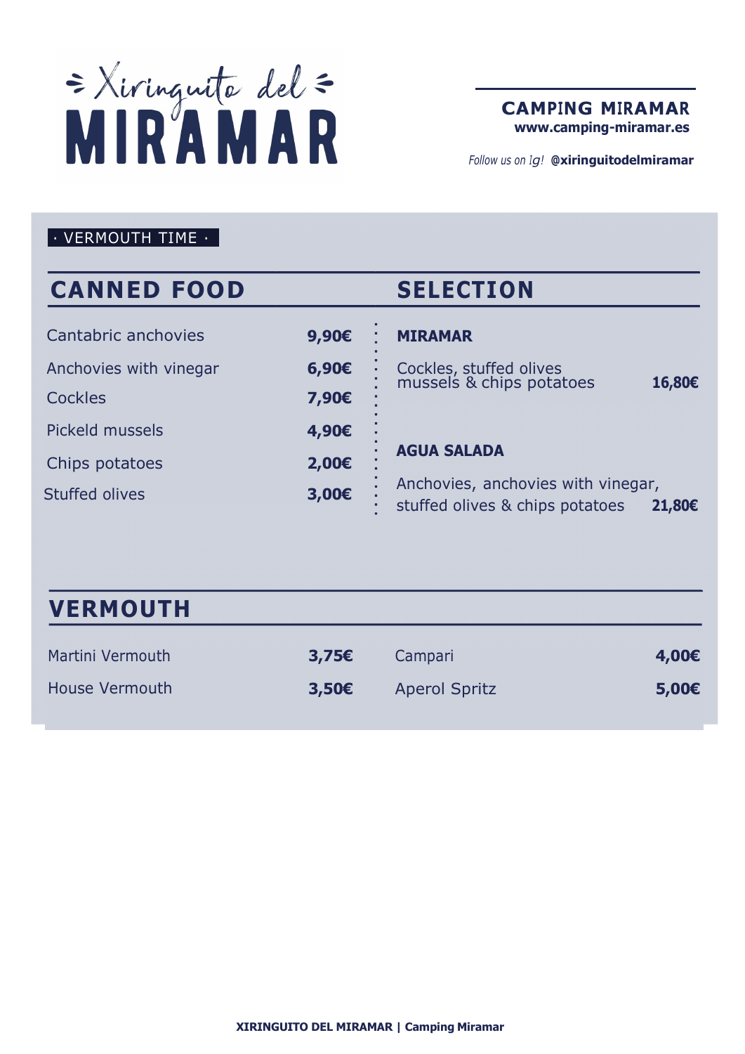# Xiringuito del MIRAMAR

**CAMPING MIRAMAR**
**www.camping-miramar.es**

*Follow us on Ig!* **@xiringuitodelmiramar**

· VERMOUTH TIME ·

## CANNED FOOD

| | |
|---|---|
| Cantabric anchovies | **9,90€** |
| Anchovies with vinegar | **6,90€** |
| Cockles | **7,90€** |
| Pickeld mussels | **4,90€** |
| Chips potatoes | **2,00€** |
| Stuffed olives | **3,00€** |

## SELECTION

**MIRAMAR**

Cockles, stuffed olives mussels & chips potatoes **16,80€**

**AGUA SALADA**

Anchovies, anchovies with vinegar, stuffed olives & chips potatoes **21,80€**

## VERMOUTH

| | |
|---|---|
| Martini Vermouth | **3,75€** |
| House Vermouth | **3,50€** |
| Campari | **4,00€** |
| Aperol Spritz | **5,00€** |

**XIRINGUITO DEL MIRAMAR | Camping Miramar**